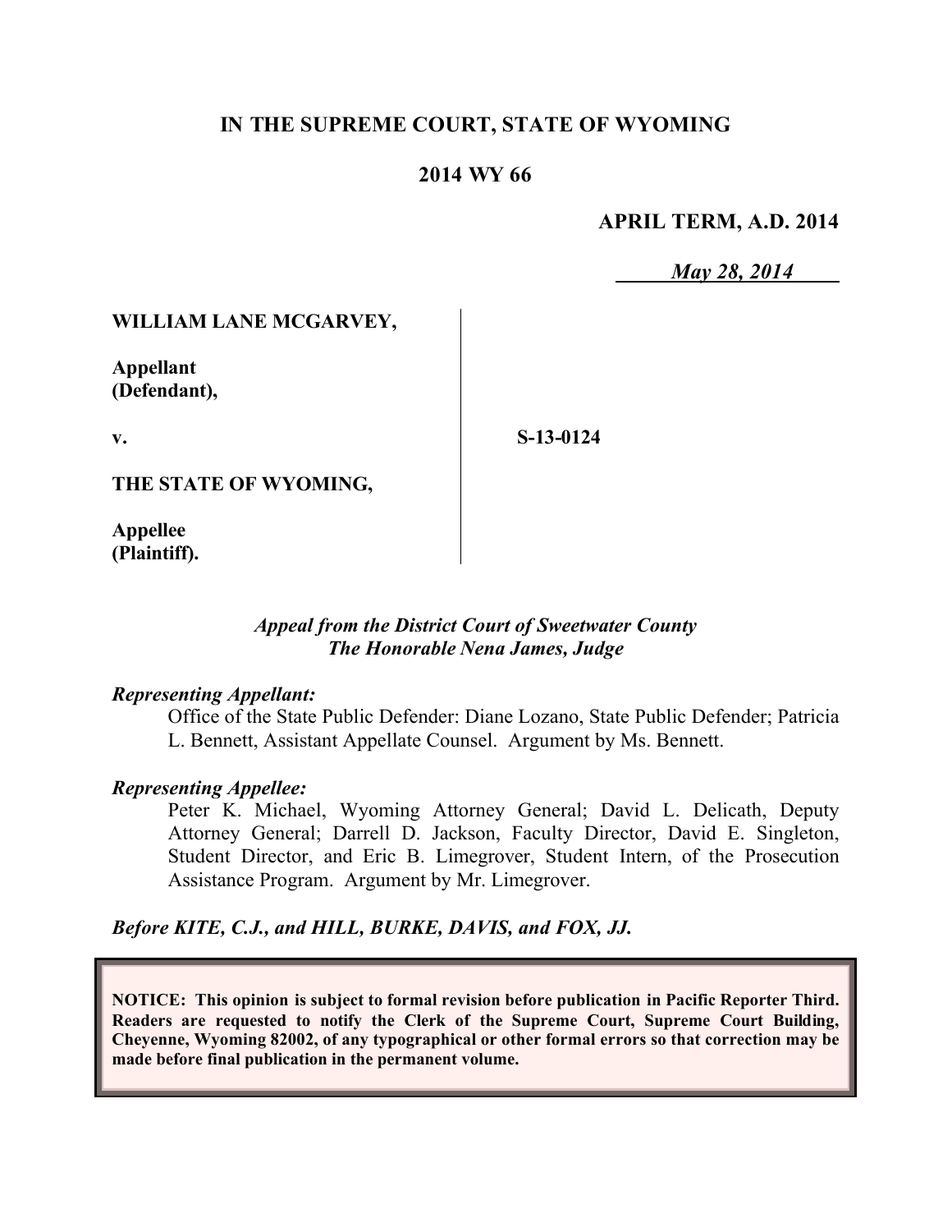**IN THE SUPREME COURT, STATE OF WYOMING**

**2014 WY 66**

**APRIL TERM, A.D. 2014**

***May 28, 2014***

**WILLIAM LANE MCGARVEY,**

**Appellant (Defendant),**

**v.**

**S-13-0124**

**THE STATE OF WYOMING,**

**Appellee (Plaintiff).**

*Appeal from the District Court of Sweetwater County*
*The Honorable Nena James, Judge*

***Representing Appellant:***

Office of the State Public Defender: Diane Lozano, State Public Defender; Patricia L. Bennett, Assistant Appellate Counsel. Argument by Ms. Bennett.

***Representing Appellee:***

Peter K. Michael, Wyoming Attorney General; David L. Delicath, Deputy Attorney General; Darrell D. Jackson, Faculty Director, David E. Singleton, Student Director, and Eric B. Limegrover, Student Intern, of the Prosecution Assistance Program. Argument by Mr. Limegrover.

***Before KITE, C.J., and HILL, BURKE, DAVIS, and FOX, JJ.***

**NOTICE: This opinion is subject to formal revision before publication in Pacific Reporter Third. Readers are requested to notify the Clerk of the Supreme Court, Supreme Court Building, Cheyenne, Wyoming 82002, of any typographical or other formal errors so that correction may be made before final publication in the permanent volume.**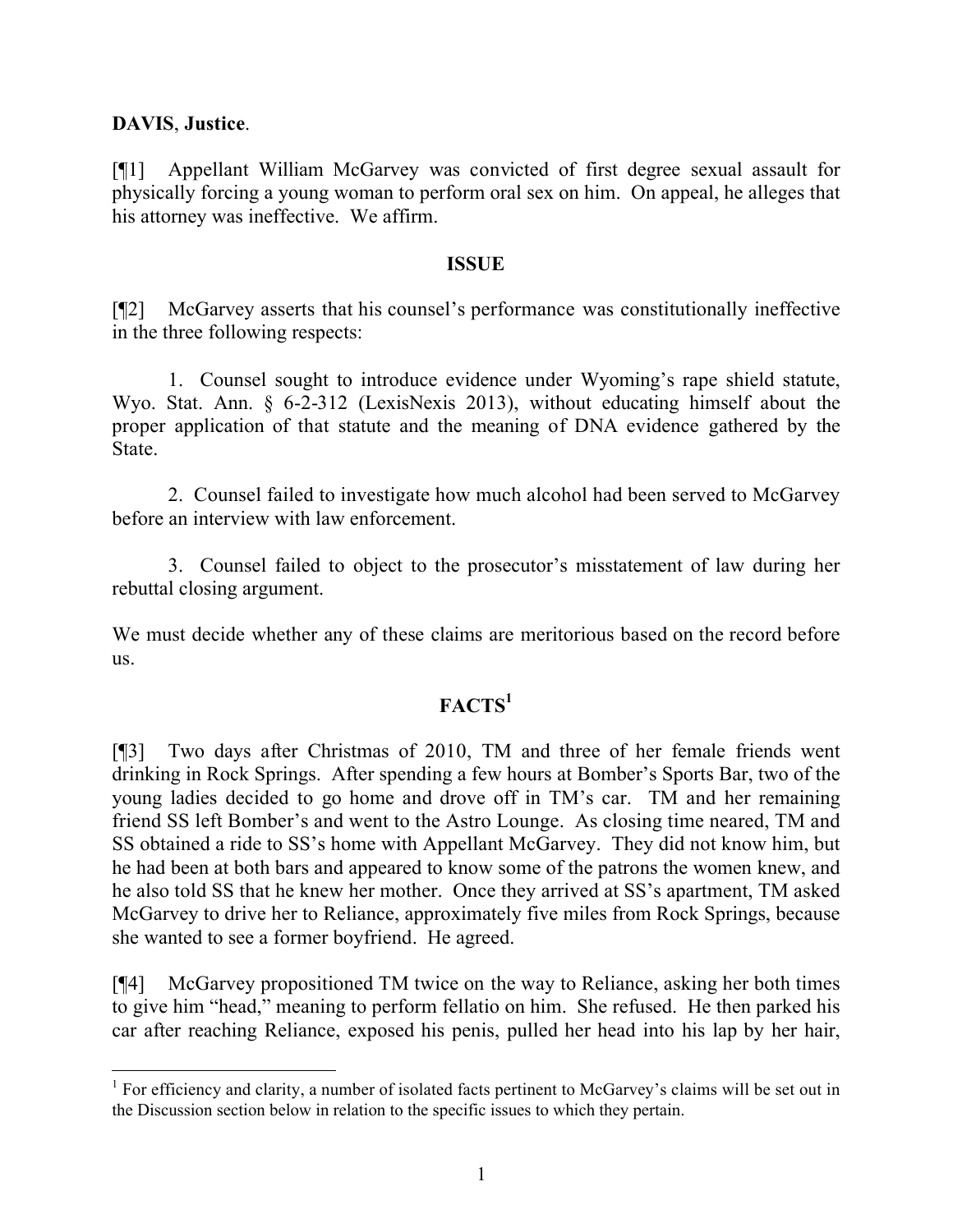**DAVIS**, **Justice**.

[¶1] Appellant William McGarvey was convicted of first degree sexual assault for physically forcing a young woman to perform oral sex on him. On appeal, he alleges that his attorney was ineffective. We affirm.

## ISSUE

[¶2] McGarvey asserts that his counsel's performance was constitutionally ineffective in the three following respects:

1. Counsel sought to introduce evidence under Wyoming's rape shield statute, Wyo. Stat. Ann. § 6-2-312 (LexisNexis 2013), without educating himself about the proper application of that statute and the meaning of DNA evidence gathered by the State.

2. Counsel failed to investigate how much alcohol had been served to McGarvey before an interview with law enforcement.

3. Counsel failed to object to the prosecutor's misstatement of law during her rebuttal closing argument.

We must decide whether any of these claims are meritorious based on the record before us.

## FACTS[1]

[¶3] Two days after Christmas of 2010, TM and three of her female friends went drinking in Rock Springs. After spending a few hours at Bomber's Sports Bar, two of the young ladies decided to go home and drove off in TM's car. TM and her remaining friend SS left Bomber's and went to the Astro Lounge. As closing time neared, TM and SS obtained a ride to SS's home with Appellant McGarvey. They did not know him, but he had been at both bars and appeared to know some of the patrons the women knew, and he also told SS that he knew her mother. Once they arrived at SS's apartment, TM asked McGarvey to drive her to Reliance, approximately five miles from Rock Springs, because she wanted to see a former boyfriend. He agreed.

[¶4] McGarvey propositioned TM twice on the way to Reliance, asking her both times to give him "head," meaning to perform fellatio on him. She refused. He then parked his car after reaching Reliance, exposed his penis, pulled her head into his lap by her hair,

---

[1] For efficiency and clarity, a number of isolated facts pertinent to McGarvey's claims will be set out in the Discussion section below in relation to the specific issues to which they pertain.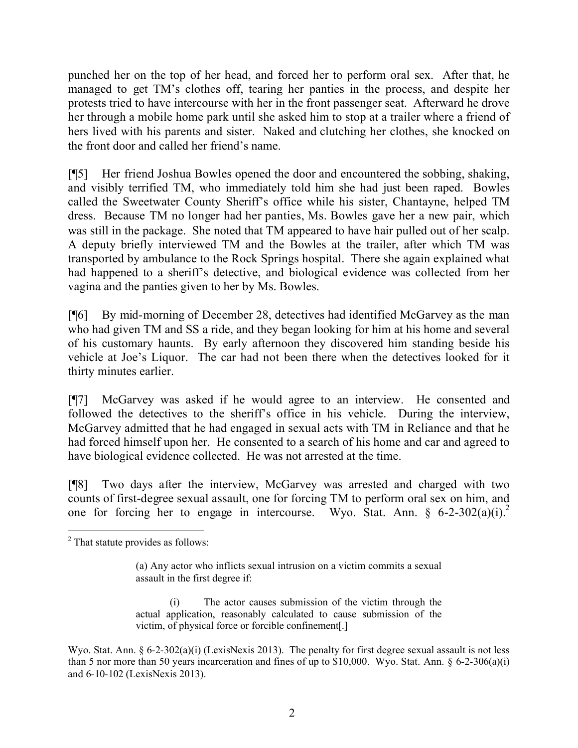punched her on the top of her head, and forced her to perform oral sex. After that, he managed to get TM's clothes off, tearing her panties in the process, and despite her protests tried to have intercourse with her in the front passenger seat. Afterward he drove her through a mobile home park until she asked him to stop at a trailer where a friend of hers lived with his parents and sister. Naked and clutching her clothes, she knocked on the front door and called her friend's name.

[¶5] Her friend Joshua Bowles opened the door and encountered the sobbing, shaking, and visibly terrified TM, who immediately told him she had just been raped. Bowles called the Sweetwater County Sheriff's office while his sister, Chantayne, helped TM dress. Because TM no longer had her panties, Ms. Bowles gave her a new pair, which was still in the package. She noted that TM appeared to have hair pulled out of her scalp. A deputy briefly interviewed TM and the Bowles at the trailer, after which TM was transported by ambulance to the Rock Springs hospital. There she again explained what had happened to a sheriff's detective, and biological evidence was collected from her vagina and the panties given to her by Ms. Bowles.

[¶6] By mid-morning of December 28, detectives had identified McGarvey as the man who had given TM and SS a ride, and they began looking for him at his home and several of his customary haunts. By early afternoon they discovered him standing beside his vehicle at Joe's Liquor. The car had not been there when the detectives looked for it thirty minutes earlier.

[¶7] McGarvey was asked if he would agree to an interview. He consented and followed the detectives to the sheriff's office in his vehicle. During the interview, McGarvey admitted that he had engaged in sexual acts with TM in Reliance and that he had forced himself upon her. He consented to a search of his home and car and agreed to have biological evidence collected. He was not arrested at the time.

[¶8] Two days after the interview, McGarvey was arrested and charged with two counts of first-degree sexual assault, one for forcing TM to perform oral sex on him, and one for forcing her to engage in intercourse. Wyo. Stat. Ann. § 6-2-302(a)(i).[2]

---

[2] That statute provides as follows:

> (a) Any actor who inflicts sexual intrusion on a victim commits a sexual assault in the first degree if:
>
> (i) The actor causes submission of the victim through the actual application, reasonably calculated to cause submission of the victim, of physical force or forcible confinement[.]

Wyo. Stat. Ann. § 6-2-302(a)(i) (LexisNexis 2013). The penalty for first degree sexual assault is not less than 5 nor more than 50 years incarceration and fines of up to $10,000. Wyo. Stat. Ann. § 6-2-306(a)(i) and 6-10-102 (LexisNexis 2013).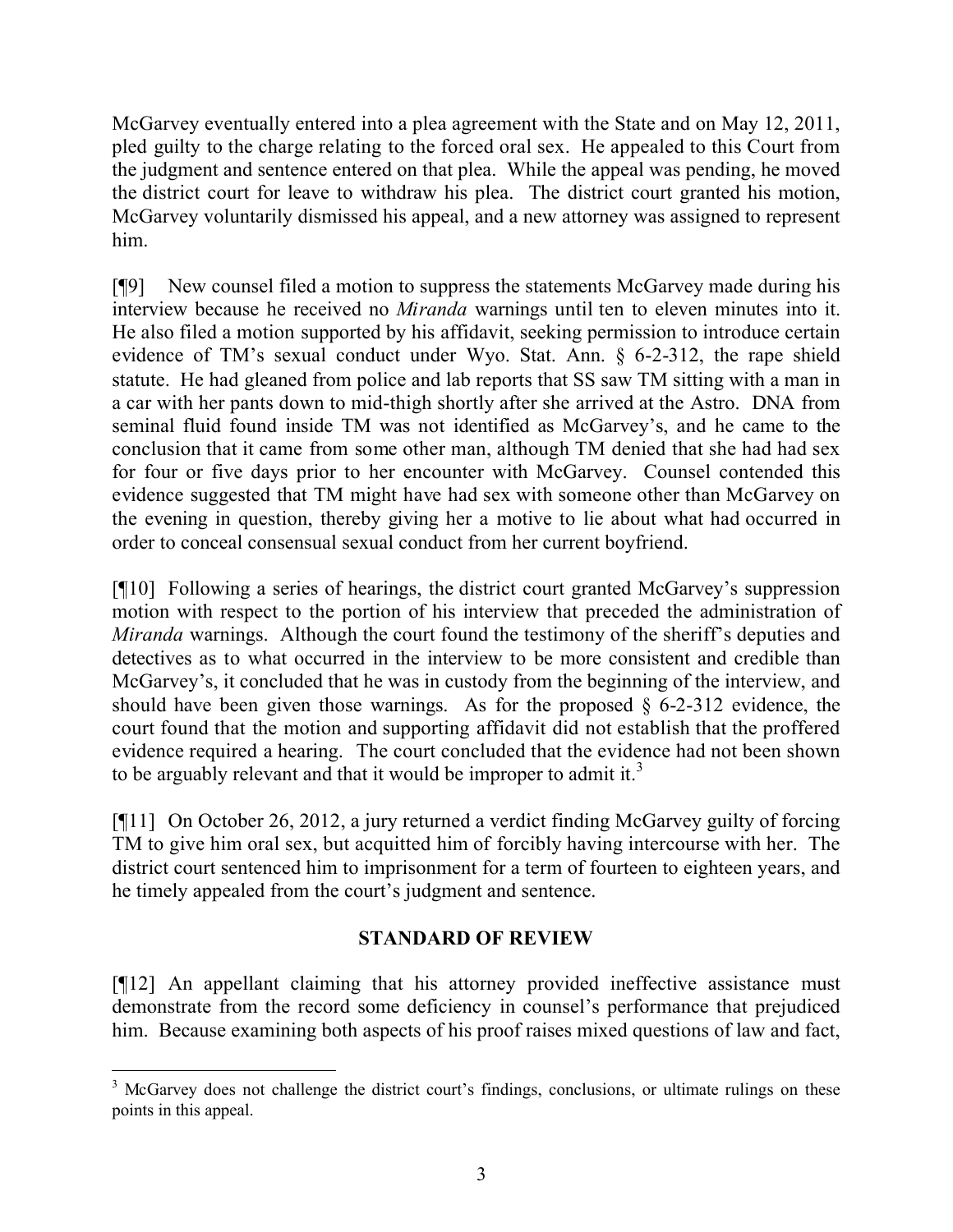McGarvey eventually entered into a plea agreement with the State and on May 12, 2011, pled guilty to the charge relating to the forced oral sex. He appealed to this Court from the judgment and sentence entered on that plea. While the appeal was pending, he moved the district court for leave to withdraw his plea. The district court granted his motion, McGarvey voluntarily dismissed his appeal, and a new attorney was assigned to represent him.

[¶9] New counsel filed a motion to suppress the statements McGarvey made during his interview because he received no *Miranda* warnings until ten to eleven minutes into it. He also filed a motion supported by his affidavit, seeking permission to introduce certain evidence of TM's sexual conduct under Wyo. Stat. Ann. § 6-2-312, the rape shield statute. He had gleaned from police and lab reports that SS saw TM sitting with a man in a car with her pants down to mid-thigh shortly after she arrived at the Astro. DNA from seminal fluid found inside TM was not identified as McGarvey's, and he came to the conclusion that it came from some other man, although TM denied that she had had sex for four or five days prior to her encounter with McGarvey. Counsel contended this evidence suggested that TM might have had sex with someone other than McGarvey on the evening in question, thereby giving her a motive to lie about what had occurred in order to conceal consensual sexual conduct from her current boyfriend.

[¶10] Following a series of hearings, the district court granted McGarvey's suppression motion with respect to the portion of his interview that preceded the administration of *Miranda* warnings. Although the court found the testimony of the sheriff's deputies and detectives as to what occurred in the interview to be more consistent and credible than McGarvey's, it concluded that he was in custody from the beginning of the interview, and should have been given those warnings. As for the proposed § 6-2-312 evidence, the court found that the motion and supporting affidavit did not establish that the proffered evidence required a hearing. The court concluded that the evidence had not been shown to be arguably relevant and that it would be improper to admit it.[3]

[¶11] On October 26, 2012, a jury returned a verdict finding McGarvey guilty of forcing TM to give him oral sex, but acquitted him of forcibly having intercourse with her. The district court sentenced him to imprisonment for a term of fourteen to eighteen years, and he timely appealed from the court's judgment and sentence.

## STANDARD OF REVIEW

[¶12] An appellant claiming that his attorney provided ineffective assistance must demonstrate from the record some deficiency in counsel's performance that prejudiced him. Because examining both aspects of his proof raises mixed questions of law and fact,

---

[3] McGarvey does not challenge the district court's findings, conclusions, or ultimate rulings on these points in this appeal.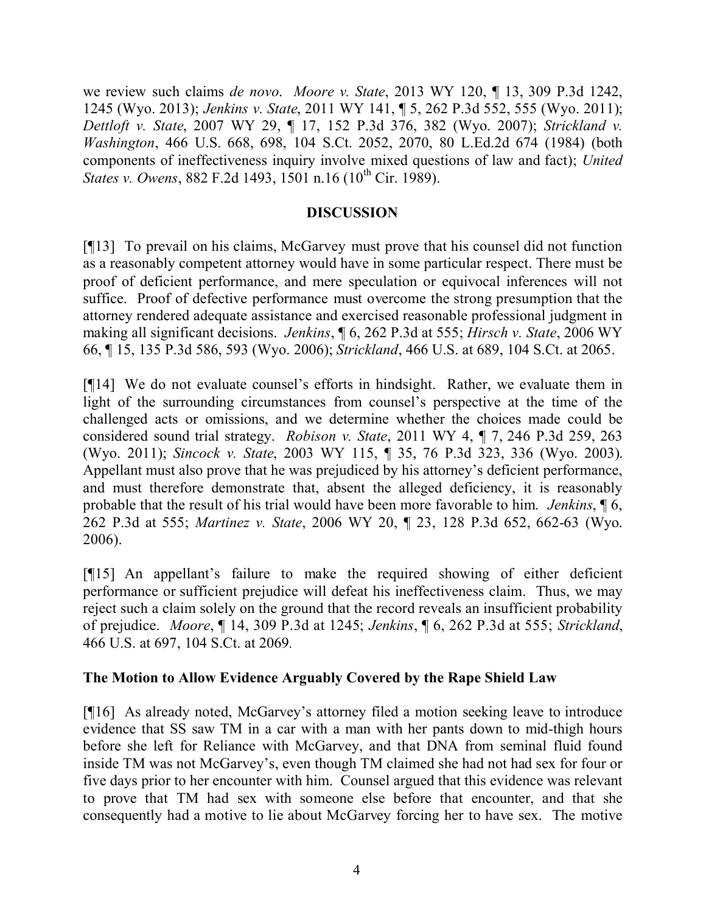we review such claims *de novo*. *Moore v. State*, 2013 WY 120, ¶ 13, 309 P.3d 1242, 1245 (Wyo. 2013); *Jenkins v. State*, 2011 WY 141, ¶ 5, 262 P.3d 552, 555 (Wyo. 2011); *Dettloft v. State*, 2007 WY 29, ¶ 17, 152 P.3d 376, 382 (Wyo. 2007); *Strickland v. Washington*, 466 U.S. 668, 698, 104 S.Ct. 2052, 2070, 80 L.Ed.2d 674 (1984) (both components of ineffectiveness inquiry involve mixed questions of law and fact); *United States v. Owens*, 882 F.2d 1493, 1501 n.16 (10th Cir. 1989).

## DISCUSSION

[¶13] To prevail on his claims, McGarvey must prove that his counsel did not function as a reasonably competent attorney would have in some particular respect. There must be proof of deficient performance, and mere speculation or equivocal inferences will not suffice. Proof of defective performance must overcome the strong presumption that the attorney rendered adequate assistance and exercised reasonable professional judgment in making all significant decisions. *Jenkins*, ¶ 6, 262 P.3d at 555; *Hirsch v. State*, 2006 WY 66, ¶ 15, 135 P.3d 586, 593 (Wyo. 2006); *Strickland*, 466 U.S. at 689, 104 S.Ct. at 2065.

[¶14] We do not evaluate counsel's efforts in hindsight. Rather, we evaluate them in light of the surrounding circumstances from counsel's perspective at the time of the challenged acts or omissions, and we determine whether the choices made could be considered sound trial strategy. *Robison v. State*, 2011 WY 4, ¶ 7, 246 P.3d 259, 263 (Wyo. 2011); *Sincock v. State*, 2003 WY 115, ¶ 35, 76 P.3d 323, 336 (Wyo. 2003). Appellant must also prove that he was prejudiced by his attorney's deficient performance, and must therefore demonstrate that, absent the alleged deficiency, it is reasonably probable that the result of his trial would have been more favorable to him. *Jenkins*, ¶ 6, 262 P.3d at 555; *Martinez v. State*, 2006 WY 20, ¶ 23, 128 P.3d 652, 662-63 (Wyo. 2006).

[¶15] An appellant's failure to make the required showing of either deficient performance or sufficient prejudice will defeat his ineffectiveness claim. Thus, we may reject such a claim solely on the ground that the record reveals an insufficient probability of prejudice. *Moore*, ¶ 14, 309 P.3d at 1245; *Jenkins*, ¶ 6, 262 P.3d at 555; *Strickland*, 466 U.S. at 697, 104 S.Ct. at 2069.

### The Motion to Allow Evidence Arguably Covered by the Rape Shield Law

[¶16] As already noted, McGarvey's attorney filed a motion seeking leave to introduce evidence that SS saw TM in a car with a man with her pants down to mid-thigh hours before she left for Reliance with McGarvey, and that DNA from seminal fluid found inside TM was not McGarvey's, even though TM claimed she had not had sex for four or five days prior to her encounter with him. Counsel argued that this evidence was relevant to prove that TM had sex with someone else before that encounter, and that she consequently had a motive to lie about McGarvey forcing her to have sex. The motive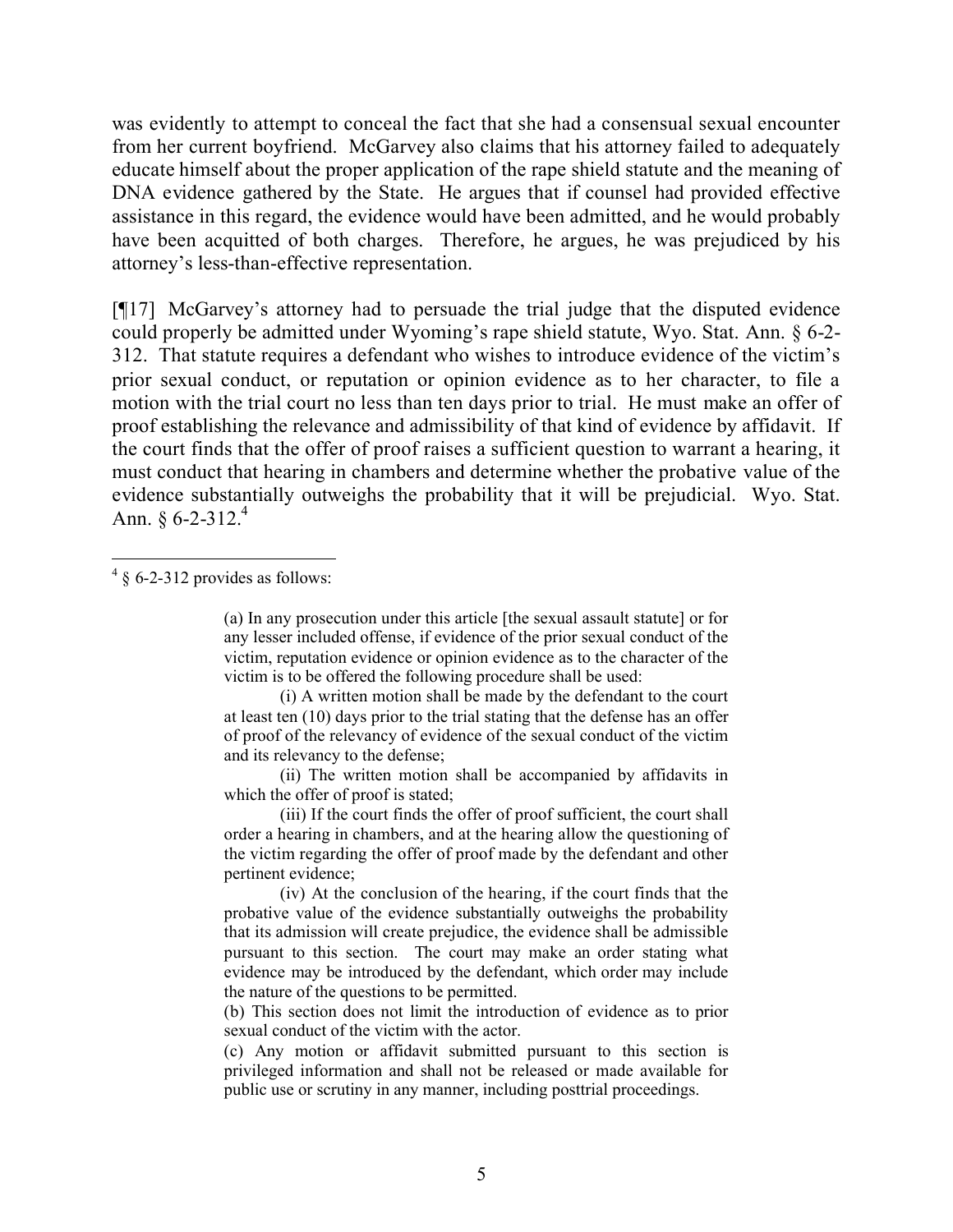was evidently to attempt to conceal the fact that she had a consensual sexual encounter from her current boyfriend. McGarvey also claims that his attorney failed to adequately educate himself about the proper application of the rape shield statute and the meaning of DNA evidence gathered by the State. He argues that if counsel had provided effective assistance in this regard, the evidence would have been admitted, and he would probably have been acquitted of both charges. Therefore, he argues, he was prejudiced by his attorney's less-than-effective representation.

[¶17] McGarvey's attorney had to persuade the trial judge that the disputed evidence could properly be admitted under Wyoming's rape shield statute, Wyo. Stat. Ann. § 6-2-312. That statute requires a defendant who wishes to introduce evidence of the victim's prior sexual conduct, or reputation or opinion evidence as to her character, to file a motion with the trial court no less than ten days prior to trial. He must make an offer of proof establishing the relevance and admissibility of that kind of evidence by affidavit. If the court finds that the offer of proof raises a sufficient question to warrant a hearing, it must conduct that hearing in chambers and determine whether the probative value of the evidence substantially outweighs the probability that it will be prejudicial. Wyo. Stat. Ann. § 6-2-312.[4]

---

[4] § 6-2-312 provides as follows:

> (a) In any prosecution under this article [the sexual assault statute] or for any lesser included offense, if evidence of the prior sexual conduct of the victim, reputation evidence or opinion evidence as to the character of the victim is to be offered the following procedure shall be used:
>
> (i) A written motion shall be made by the defendant to the court at least ten (10) days prior to the trial stating that the defense has an offer of proof of the relevancy of evidence of the sexual conduct of the victim and its relevancy to the defense;
>
> (ii) The written motion shall be accompanied by affidavits in which the offer of proof is stated;
>
> (iii) If the court finds the offer of proof sufficient, the court shall order a hearing in chambers, and at the hearing allow the questioning of the victim regarding the offer of proof made by the defendant and other pertinent evidence;
>
> (iv) At the conclusion of the hearing, if the court finds that the probative value of the evidence substantially outweighs the probability that its admission will create prejudice, the evidence shall be admissible pursuant to this section. The court may make an order stating what evidence may be introduced by the defendant, which order may include the nature of the questions to be permitted.
>
> (b) This section does not limit the introduction of evidence as to prior sexual conduct of the victim with the actor.
>
> (c) Any motion or affidavit submitted pursuant to this section is privileged information and shall not be released or made available for public use or scrutiny in any manner, including posttrial proceedings.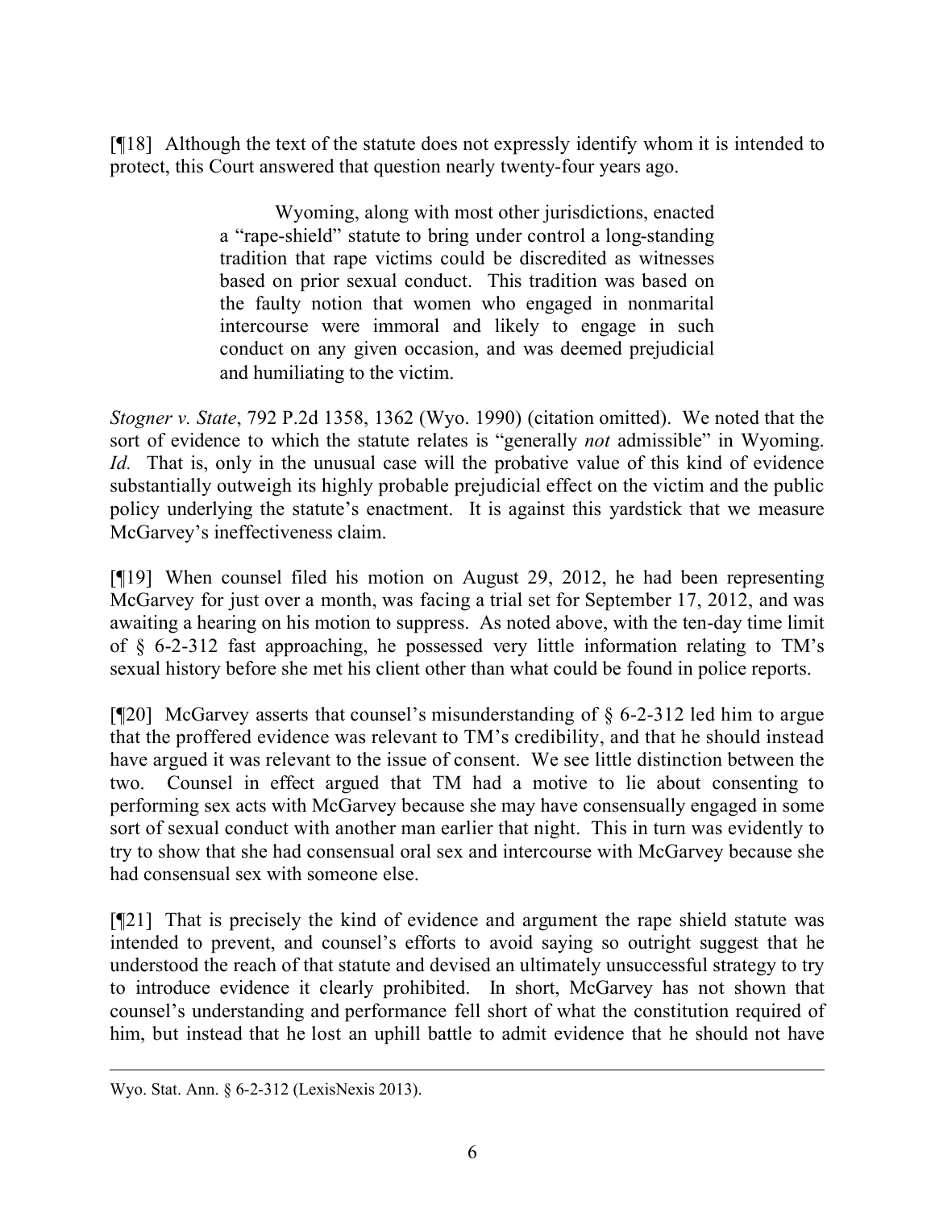[¶18] Although the text of the statute does not expressly identify whom it is intended to protect, this Court answered that question nearly twenty-four years ago.

> Wyoming, along with most other jurisdictions, enacted a "rape-shield" statute to bring under control a long-standing tradition that rape victims could be discredited as witnesses based on prior sexual conduct. This tradition was based on the faulty notion that women who engaged in nonmarital intercourse were immoral and likely to engage in such conduct on any given occasion, and was deemed prejudicial and humiliating to the victim.

*Stogner v. State*, 792 P.2d 1358, 1362 (Wyo. 1990) (citation omitted). We noted that the sort of evidence to which the statute relates is "generally *not* admissible" in Wyoming. *Id.* That is, only in the unusual case will the probative value of this kind of evidence substantially outweigh its highly probable prejudicial effect on the victim and the public policy underlying the statute's enactment. It is against this yardstick that we measure McGarvey's ineffectiveness claim.

[¶19] When counsel filed his motion on August 29, 2012, he had been representing McGarvey for just over a month, was facing a trial set for September 17, 2012, and was awaiting a hearing on his motion to suppress. As noted above, with the ten-day time limit of § 6-2-312 fast approaching, he possessed very little information relating to TM's sexual history before she met his client other than what could be found in police reports.

[¶20] McGarvey asserts that counsel's misunderstanding of § 6-2-312 led him to argue that the proffered evidence was relevant to TM's credibility, and that he should instead have argued it was relevant to the issue of consent. We see little distinction between the two. Counsel in effect argued that TM had a motive to lie about consenting to performing sex acts with McGarvey because she may have consensually engaged in some sort of sexual conduct with another man earlier that night. This in turn was evidently to try to show that she had consensual oral sex and intercourse with McGarvey because she had consensual sex with someone else.

[¶21] That is precisely the kind of evidence and argument the rape shield statute was intended to prevent, and counsel's efforts to avoid saying so outright suggest that he understood the reach of that statute and devised an ultimately unsuccessful strategy to try to introduce evidence it clearly prohibited. In short, McGarvey has not shown that counsel's understanding and performance fell short of what the constitution required of him, but instead that he lost an uphill battle to admit evidence that he should not have

---

Wyo. Stat. Ann. § 6-2-312 (LexisNexis 2013).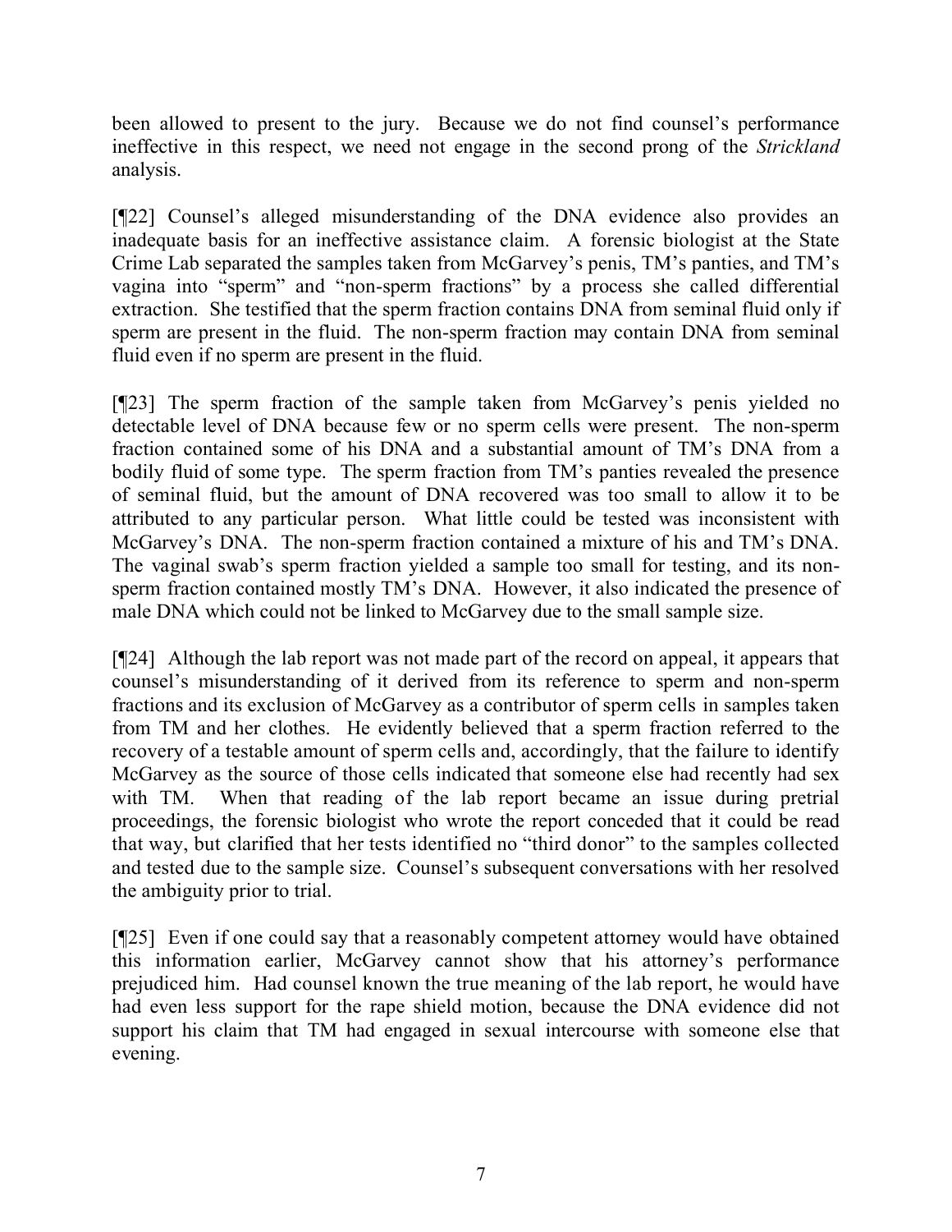been allowed to present to the jury. Because we do not find counsel's performance ineffective in this respect, we need not engage in the second prong of the *Strickland* analysis.

[¶22] Counsel's alleged misunderstanding of the DNA evidence also provides an inadequate basis for an ineffective assistance claim. A forensic biologist at the State Crime Lab separated the samples taken from McGarvey's penis, TM's panties, and TM's vagina into "sperm" and "non-sperm fractions" by a process she called differential extraction. She testified that the sperm fraction contains DNA from seminal fluid only if sperm are present in the fluid. The non-sperm fraction may contain DNA from seminal fluid even if no sperm are present in the fluid.

[¶23] The sperm fraction of the sample taken from McGarvey's penis yielded no detectable level of DNA because few or no sperm cells were present. The non-sperm fraction contained some of his DNA and a substantial amount of TM's DNA from a bodily fluid of some type. The sperm fraction from TM's panties revealed the presence of seminal fluid, but the amount of DNA recovered was too small to allow it to be attributed to any particular person. What little could be tested was inconsistent with McGarvey's DNA. The non-sperm fraction contained a mixture of his and TM's DNA. The vaginal swab's sperm fraction yielded a sample too small for testing, and its non-sperm fraction contained mostly TM's DNA. However, it also indicated the presence of male DNA which could not be linked to McGarvey due to the small sample size.

[¶24] Although the lab report was not made part of the record on appeal, it appears that counsel's misunderstanding of it derived from its reference to sperm and non-sperm fractions and its exclusion of McGarvey as a contributor of sperm cells in samples taken from TM and her clothes. He evidently believed that a sperm fraction referred to the recovery of a testable amount of sperm cells and, accordingly, that the failure to identify McGarvey as the source of those cells indicated that someone else had recently had sex with TM. When that reading of the lab report became an issue during pretrial proceedings, the forensic biologist who wrote the report conceded that it could be read that way, but clarified that her tests identified no "third donor" to the samples collected and tested due to the sample size. Counsel's subsequent conversations with her resolved the ambiguity prior to trial.

[¶25] Even if one could say that a reasonably competent attorney would have obtained this information earlier, McGarvey cannot show that his attorney's performance prejudiced him. Had counsel known the true meaning of the lab report, he would have had even less support for the rape shield motion, because the DNA evidence did not support his claim that TM had engaged in sexual intercourse with someone else that evening.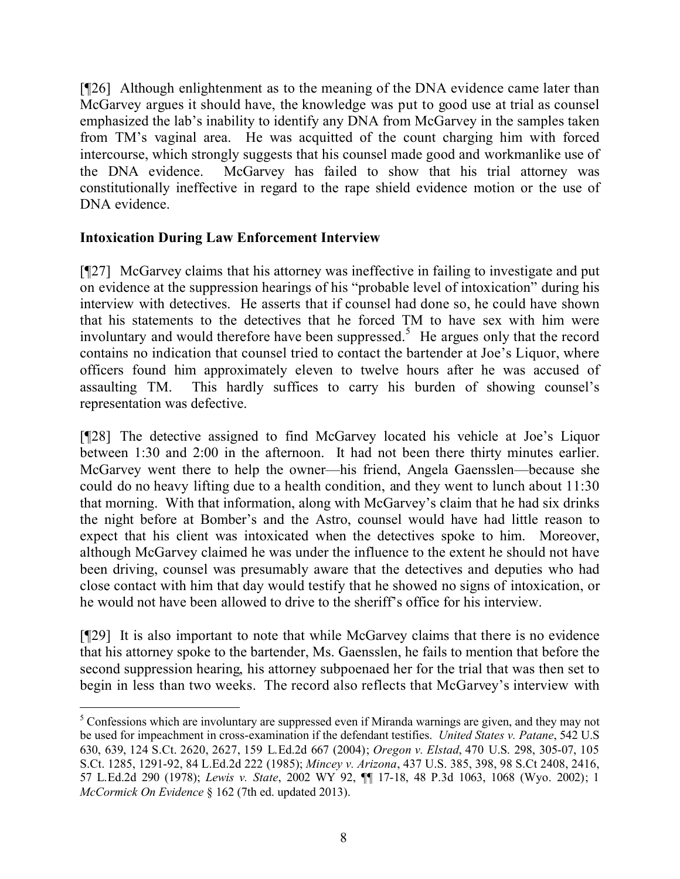[¶26] Although enlightenment as to the meaning of the DNA evidence came later than McGarvey argues it should have, the knowledge was put to good use at trial as counsel emphasized the lab's inability to identify any DNA from McGarvey in the samples taken from TM's vaginal area. He was acquitted of the count charging him with forced intercourse, which strongly suggests that his counsel made good and workmanlike use of the DNA evidence. McGarvey has failed to show that his trial attorney was constitutionally ineffective in regard to the rape shield evidence motion or the use of DNA evidence.

**Intoxication During Law Enforcement Interview**

[¶27] McGarvey claims that his attorney was ineffective in failing to investigate and put on evidence at the suppression hearings of his "probable level of intoxication" during his interview with detectives. He asserts that if counsel had done so, he could have shown that his statements to the detectives that he forced TM to have sex with him were involuntary and would therefore have been suppressed.[5] He argues only that the record contains no indication that counsel tried to contact the bartender at Joe's Liquor, where officers found him approximately eleven to twelve hours after he was accused of assaulting TM. This hardly suffices to carry his burden of showing counsel's representation was defective.

[¶28] The detective assigned to find McGarvey located his vehicle at Joe's Liquor between 1:30 and 2:00 in the afternoon. It had not been there thirty minutes earlier. McGarvey went there to help the owner—his friend, Angela Gaensslen—because she could do no heavy lifting due to a health condition, and they went to lunch about 11:30 that morning. With that information, along with McGarvey's claim that he had six drinks the night before at Bomber's and the Astro, counsel would have had little reason to expect that his client was intoxicated when the detectives spoke to him. Moreover, although McGarvey claimed he was under the influence to the extent he should not have been driving, counsel was presumably aware that the detectives and deputies who had close contact with him that day would testify that he showed no signs of intoxication, or he would not have been allowed to drive to the sheriff's office for his interview.

[¶29] It is also important to note that while McGarvey claims that there is no evidence that his attorney spoke to the bartender, Ms. Gaensslen, he fails to mention that before the second suppression hearing, his attorney subpoenaed her for the trial that was then set to begin in less than two weeks. The record also reflects that McGarvey's interview with

---

[5] Confessions which are involuntary are suppressed even if Miranda warnings are given, and they may not be used for impeachment in cross-examination if the defendant testifies. *United States v. Patane*, 542 U.S 630, 639, 124 S.Ct. 2620, 2627, 159 L.Ed.2d 667 (2004); *Oregon v. Elstad*, 470 U.S. 298, 305-07, 105 S.Ct. 1285, 1291-92, 84 L.Ed.2d 222 (1985); *Mincey v. Arizona*, 437 U.S. 385, 398, 98 S.Ct 2408, 2416, 57 L.Ed.2d 290 (1978); *Lewis v. State*, 2002 WY 92, ¶¶ 17-18, 48 P.3d 1063, 1068 (Wyo. 2002); 1 *McCormick On Evidence* § 162 (7th ed. updated 2013).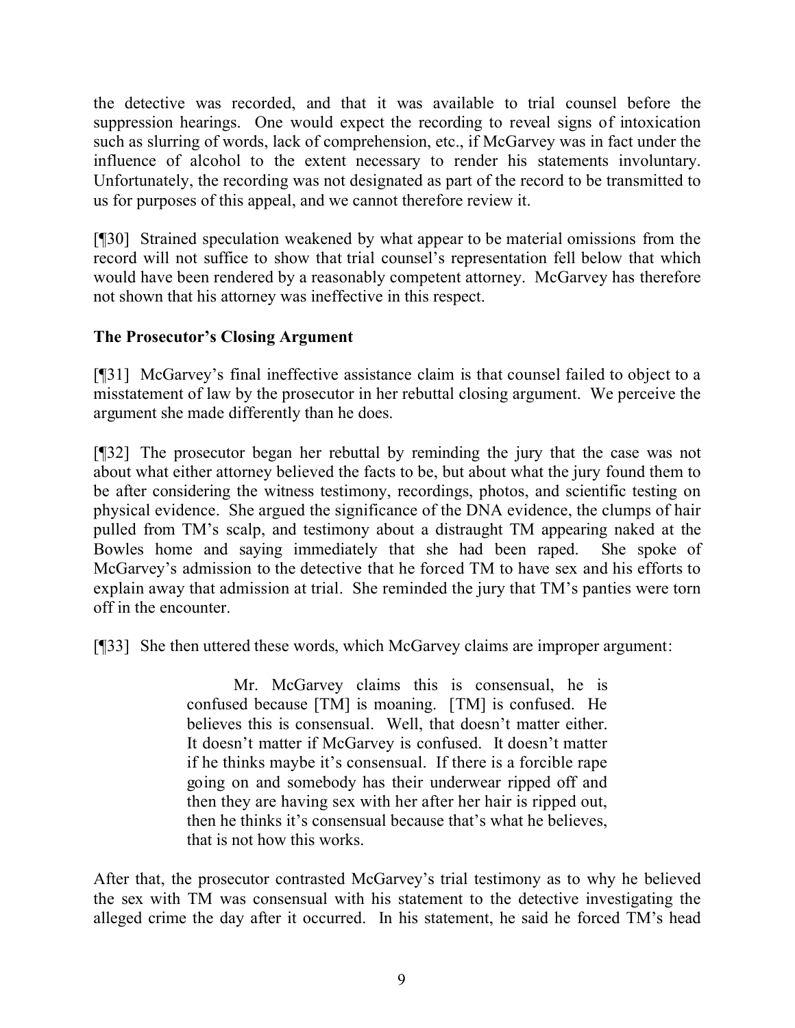the detective was recorded, and that it was available to trial counsel before the suppression hearings. One would expect the recording to reveal signs of intoxication such as slurring of words, lack of comprehension, etc., if McGarvey was in fact under the influence of alcohol to the extent necessary to render his statements involuntary. Unfortunately, the recording was not designated as part of the record to be transmitted to us for purposes of this appeal, and we cannot therefore review it.

[¶30] Strained speculation weakened by what appear to be material omissions from the record will not suffice to show that trial counsel's representation fell below that which would have been rendered by a reasonably competent attorney. McGarvey has therefore not shown that his attorney was ineffective in this respect.

### The Prosecutor's Closing Argument

[¶31] McGarvey's final ineffective assistance claim is that counsel failed to object to a misstatement of law by the prosecutor in her rebuttal closing argument. We perceive the argument she made differently than he does.

[¶32] The prosecutor began her rebuttal by reminding the jury that the case was not about what either attorney believed the facts to be, but about what the jury found them to be after considering the witness testimony, recordings, photos, and scientific testing on physical evidence. She argued the significance of the DNA evidence, the clumps of hair pulled from TM's scalp, and testimony about a distraught TM appearing naked at the Bowles home and saying immediately that she had been raped. She spoke of McGarvey's admission to the detective that he forced TM to have sex and his efforts to explain away that admission at trial. She reminded the jury that TM's panties were torn off in the encounter.

[¶33] She then uttered these words, which McGarvey claims are improper argument:

> Mr. McGarvey claims this is consensual, he is confused because [TM] is moaning. [TM] is confused. He believes this is consensual. Well, that doesn't matter either. It doesn't matter if McGarvey is confused. It doesn't matter if he thinks maybe it's consensual. If there is a forcible rape going on and somebody has their underwear ripped off and then they are having sex with her after her hair is ripped out, then he thinks it's consensual because that's what he believes, that is not how this works.

After that, the prosecutor contrasted McGarvey's trial testimony as to why he believed the sex with TM was consensual with his statement to the detective investigating the alleged crime the day after it occurred. In his statement, he said he forced TM's head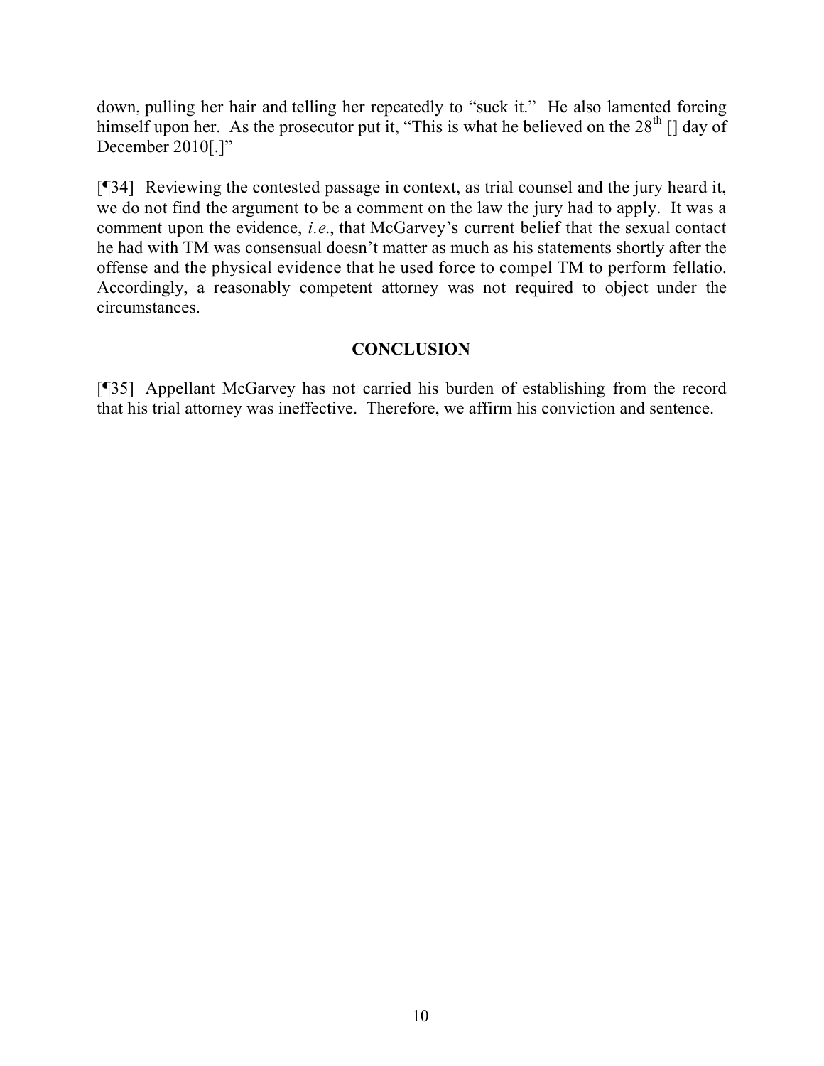down, pulling her hair and telling her repeatedly to "suck it." He also lamented forcing himself upon her. As the prosecutor put it, "This is what he believed on the 28th [] day of December 2010[.]"

[¶34] Reviewing the contested passage in context, as trial counsel and the jury heard it, we do not find the argument to be a comment on the law the jury had to apply. It was a comment upon the evidence, *i.e.*, that McGarvey's current belief that the sexual contact he had with TM was consensual doesn't matter as much as his statements shortly after the offense and the physical evidence that he used force to compel TM to perform fellatio. Accordingly, a reasonably competent attorney was not required to object under the circumstances.

## CONCLUSION

[¶35] Appellant McGarvey has not carried his burden of establishing from the record that his trial attorney was ineffective. Therefore, we affirm his conviction and sentence.